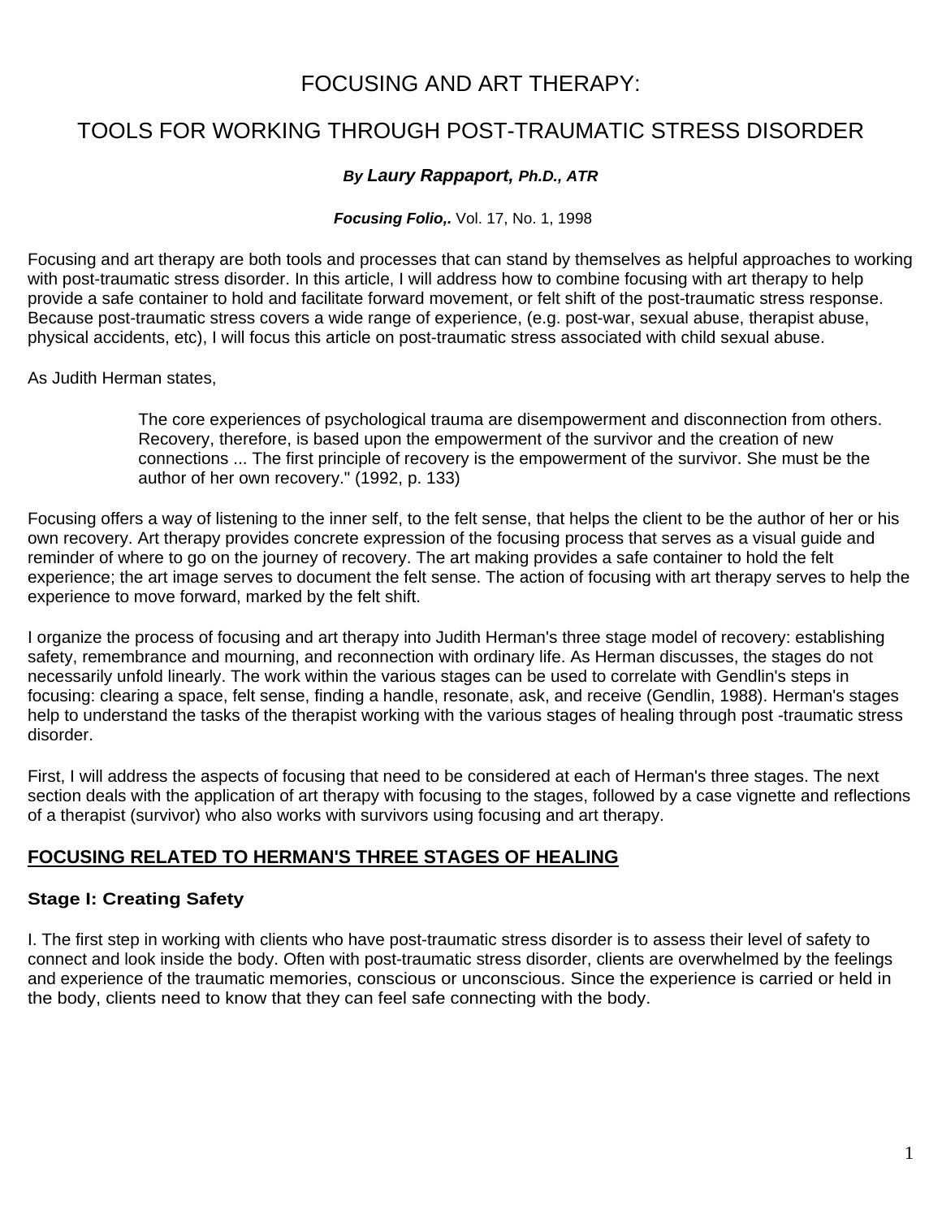# FOCUSING AND ART THERAPY:

# TOOLS FOR WORKING THROUGH POST-TRAUMATIC STRESS DISORDER

***By Laury Rappaport, Ph.D., ATR***

***Focusing Folio,.*** Vol. 17, No. 1, 1998

Focusing and art therapy are both tools and processes that can stand by themselves as helpful approaches to working with post-traumatic stress disorder. In this article, I will address how to combine focusing with art therapy to help provide a safe container to hold and facilitate forward movement, or felt shift of the post-traumatic stress response. Because post-traumatic stress covers a wide range of experience, (e.g. post-war, sexual abuse, therapist abuse, physical accidents, etc), I will focus this article on post-traumatic stress associated with child sexual abuse.

As Judith Herman states,

> The core experiences of psychological trauma are disempowerment and disconnection from others. Recovery, therefore, is based upon the empowerment of the survivor and the creation of new connections ... The first principle of recovery is the empowerment of the survivor. She must be the author of her own recovery." (1992, p. 133)

Focusing offers a way of listening to the inner self, to the felt sense, that helps the client to be the author of her or his own recovery. Art therapy provides concrete expression of the focusing process that serves as a visual guide and reminder of where to go on the journey of recovery. The art making provides a safe container to hold the felt experience; the art image serves to document the felt sense. The action of focusing with art therapy serves to help the experience to move forward, marked by the felt shift.

I organize the process of focusing and art therapy into Judith Herman's three stage model of recovery: establishing safety, remembrance and mourning, and reconnection with ordinary life. As Herman discusses, the stages do not necessarily unfold linearly. The work within the various stages can be used to correlate with Gendlin's steps in focusing: clearing a space, felt sense, finding a handle, resonate, ask, and receive (Gendlin, 1988). Herman's stages help to understand the tasks of the therapist working with the various stages of healing through post -traumatic stress disorder.

First, I will address the aspects of focusing that need to be considered at each of Herman's three stages. The next section deals with the application of art therapy with focusing to the stages, followed by a case vignette and reflections of a therapist (survivor) who also works with survivors using focusing and art therapy.

## FOCUSING RELATED TO HERMAN'S THREE STAGES OF HEALING

### Stage I: Creating Safety

I. The first step in working with clients who have post-traumatic stress disorder is to assess their level of safety to connect and look inside the body. Often with post-traumatic stress disorder, clients are overwhelmed by the feelings and experience of the traumatic memories, conscious or unconscious. Since the experience is carried or held in the body, clients need to know that they can feel safe connecting with the body.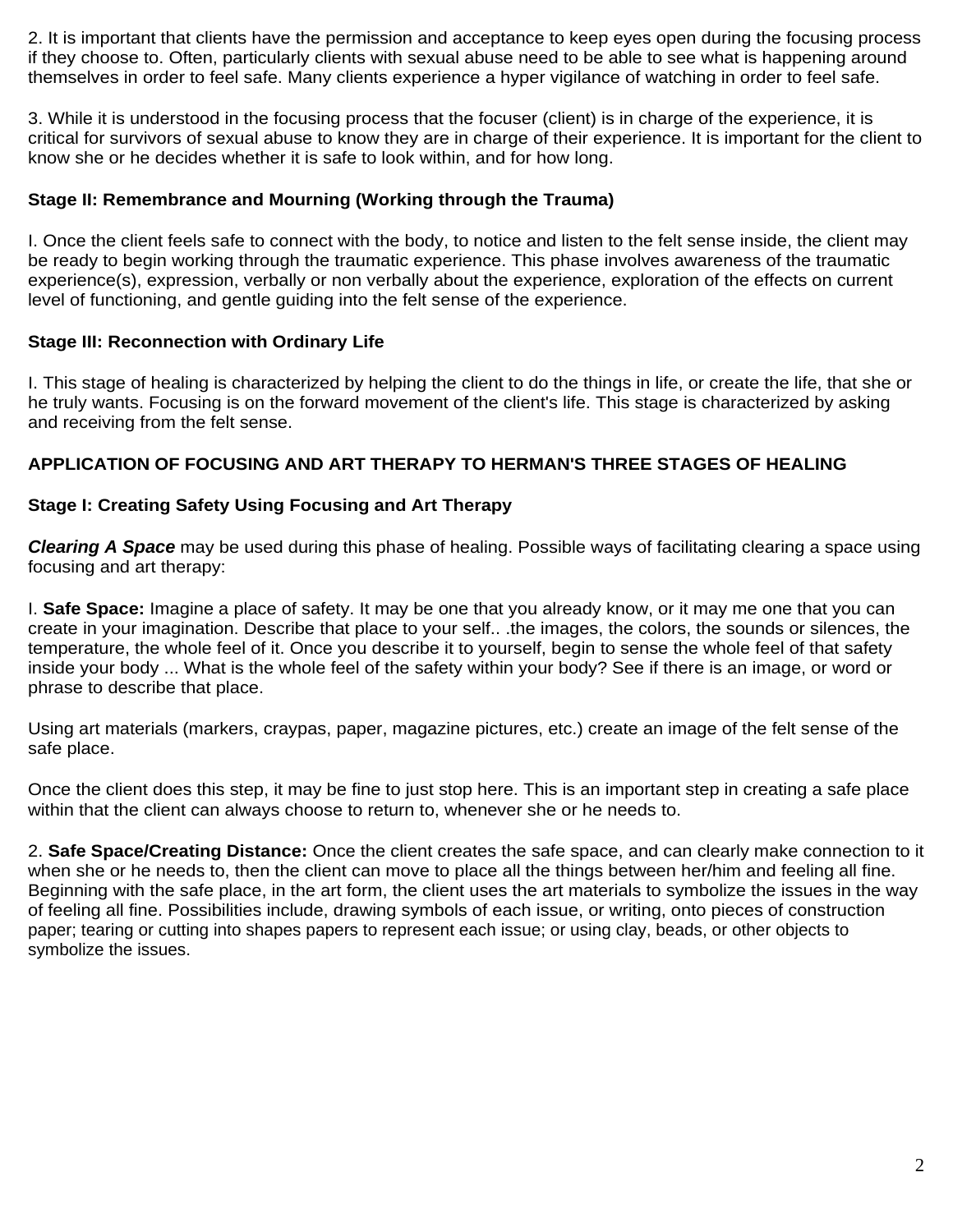2. It is important that clients have the permission and acceptance to keep eyes open during the focusing process if they choose to. Often, particularly clients with sexual abuse need to be able to see what is happening around themselves in order to feel safe. Many clients experience a hyper vigilance of watching in order to feel safe.

3. While it is understood in the focusing process that the focuser (client) is in charge of the experience, it is critical for survivors of sexual abuse to know they are in charge of their experience. It is important for the client to know she or he decides whether it is safe to look within, and for how long.

**Stage II: Remembrance and Mourning (Working through the Trauma)**

I. Once the client feels safe to connect with the body, to notice and listen to the felt sense inside, the client may be ready to begin working through the traumatic experience. This phase involves awareness of the traumatic experience(s), expression, verbally or non verbally about the experience, exploration of the effects on current level of functioning, and gentle guiding into the felt sense of the experience.

**Stage III: Reconnection with Ordinary Life**

I. This stage of healing is characterized by helping the client to do the things in life, or create the life, that she or he truly wants. Focusing is on the forward movement of the client's life. This stage is characterized by asking and receiving from the felt sense.

## APPLICATION OF FOCUSING AND ART THERAPY TO HERMAN'S THREE STAGES OF HEALING

**Stage I: Creating Safety Using Focusing and Art Therapy**

***Clearing A Space*** may be used during this phase of healing. Possible ways of facilitating clearing a space using focusing and art therapy:

I. **Safe Space:** Imagine a place of safety. It may be one that you already know, or it may me one that you can create in your imagination. Describe that place to your self.. .the images, the colors, the sounds or silences, the temperature, the whole feel of it. Once you describe it to yourself, begin to sense the whole feel of that safety inside your body ... What is the whole feel of the safety within your body? See if there is an image, or word or phrase to describe that place.

Using art materials (markers, craypas, paper, magazine pictures, etc.) create an image of the felt sense of the safe place.

Once the client does this step, it may be fine to just stop here. This is an important step in creating a safe place within that the client can always choose to return to, whenever she or he needs to.

2. **Safe Space/Creating Distance:** Once the client creates the safe space, and can clearly make connection to it when she or he needs to, then the client can move to place all the things between her/him and feeling all fine. Beginning with the safe place, in the art form, the client uses the art materials to symbolize the issues in the way of feeling all fine. Possibilities include, drawing symbols of each issue, or writing, onto pieces of construction paper; tearing or cutting into shapes papers to represent each issue; or using clay, beads, or other objects to symbolize the issues.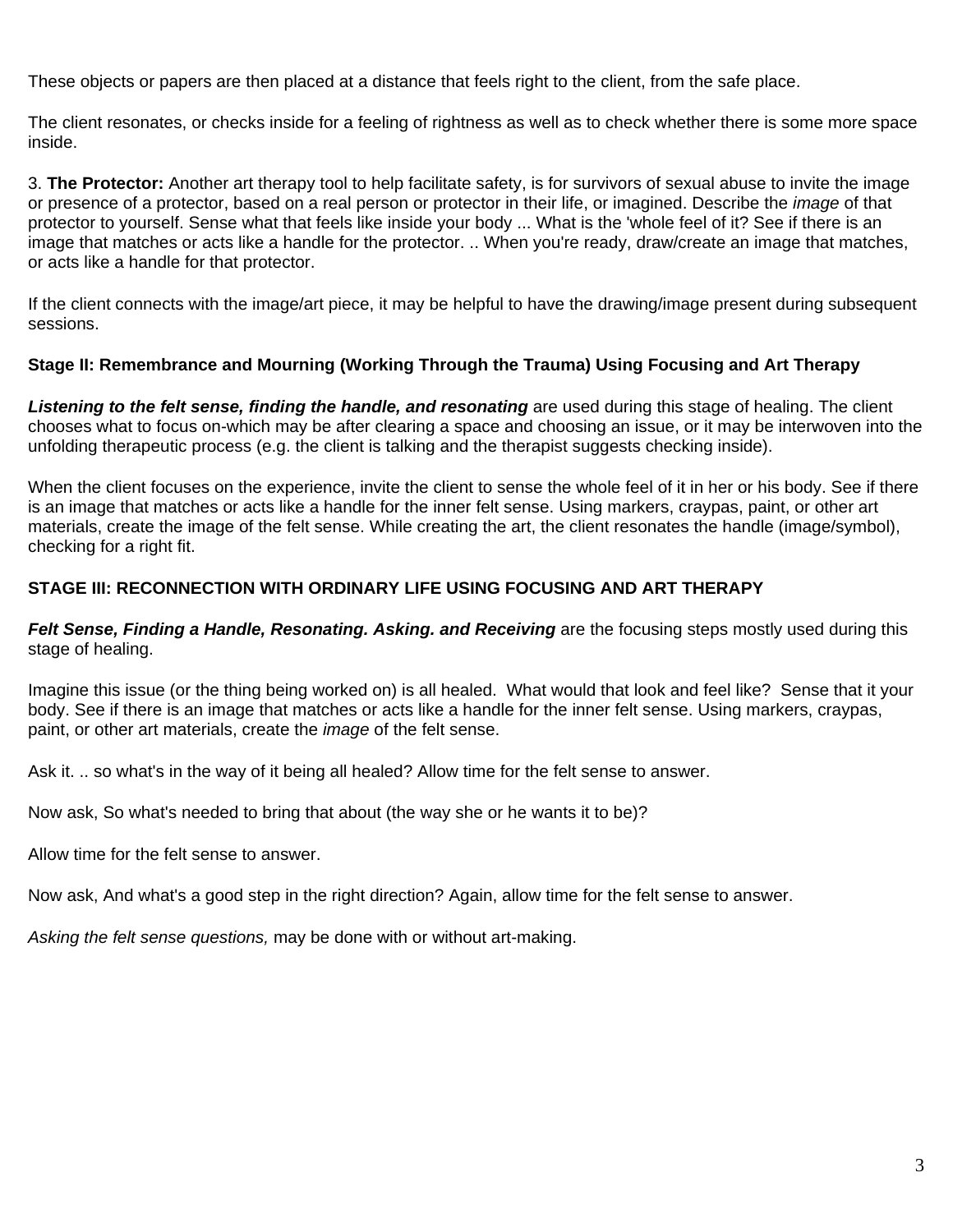These objects or papers are then placed at a distance that feels right to the client, from the safe place.

The client resonates, or checks inside for a feeling of rightness as well as to check whether there is some more space inside.

3. **The Protector:** Another art therapy tool to help facilitate safety, is for survivors of sexual abuse to invite the image or presence of a protector, based on a real person or protector in their life, or imagined. Describe the *image* of that protector to yourself. Sense what that feels like inside your body ... What is the 'whole feel of it? See if there is an image that matches or acts like a handle for the protector. .. When you're ready, draw/create an image that matches, or acts like a handle for that protector.

If the client connects with the image/art piece, it may be helpful to have the drawing/image present during subsequent sessions.

**Stage II: Remembrance and Mourning (Working Through the Trauma) Using Focusing and Art Therapy**

***Listening to the felt sense, finding the handle, and resonating*** are used during this stage of healing. The client chooses what to focus on-which may be after clearing a space and choosing an issue, or it may be interwoven into the unfolding therapeutic process (e.g. the client is talking and the therapist suggests checking inside).

When the client focuses on the experience, invite the client to sense the whole feel of it in her or his body. See if there is an image that matches or acts like a handle for the inner felt sense. Using markers, craypas, paint, or other art materials, create the image of the felt sense. While creating the art, the client resonates the handle (image/symbol), checking for a right fit.

**STAGE III: RECONNECTION WITH ORDINARY LIFE USING FOCUSING AND ART THERAPY**

***Felt Sense, Finding a Handle, Resonating. Asking. and Receiving*** are the focusing steps mostly used during this stage of healing.

Imagine this issue (or the thing being worked on) is all healed. What would that look and feel like? Sense that it your body. See if there is an image that matches or acts like a handle for the inner felt sense. Using markers, craypas, paint, or other art materials, create the *image* of the felt sense.

Ask it. .. so what's in the way of it being all healed? Allow time for the felt sense to answer.

Now ask, So what's needed to bring that about (the way she or he wants it to be)?

Allow time for the felt sense to answer.

Now ask, And what's a good step in the right direction? Again, allow time for the felt sense to answer.

*Asking the felt sense questions,* may be done with or without art-making.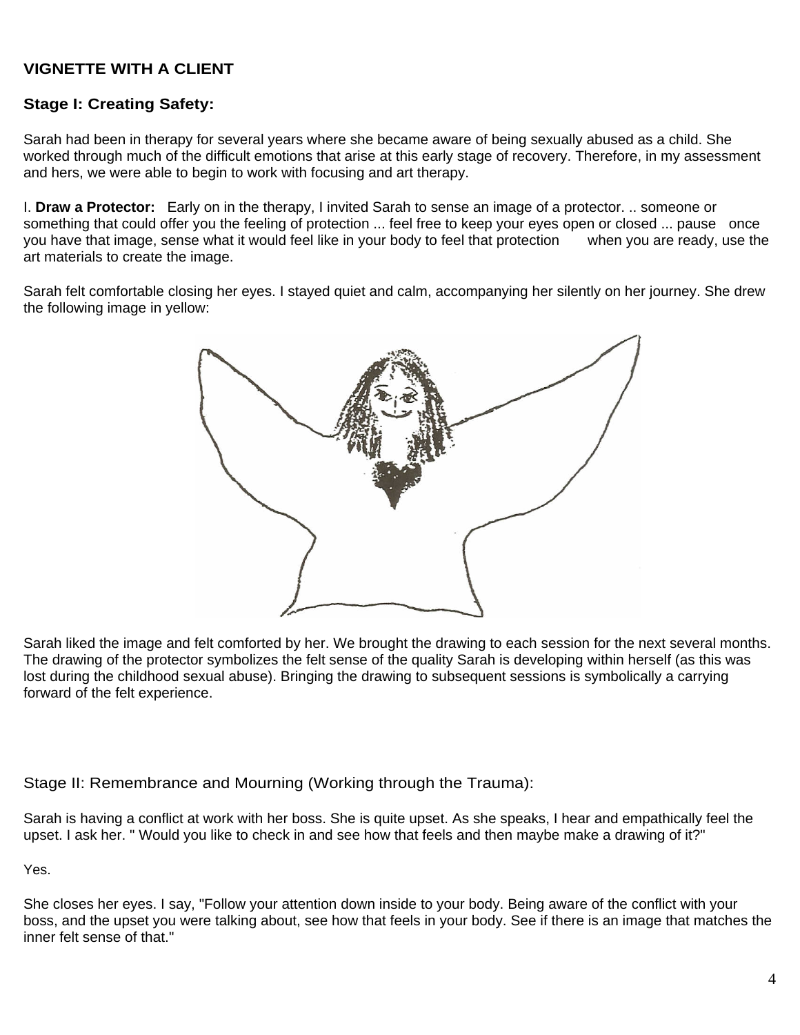**VIGNETTE WITH A CLIENT**

**Stage I: Creating Safety:**

Sarah had been in therapy for several years where she became aware of being sexually abused as a child. She worked through much of the difficult emotions that arise at this early stage of recovery. Therefore, in my assessment and hers, we were able to begin to work with focusing and art therapy.

I. **Draw a Protector:** Early on in the therapy, I invited Sarah to sense an image of a protector. .. someone or something that could offer you the feeling of protection ... feel free to keep your eyes open or closed ... pause once you have that image, sense what it would feel like in your body to feel that protection when you are ready, use the art materials to create the image.

Sarah felt comfortable closing her eyes. I stayed quiet and calm, accompanying her silently on her journey. She drew the following image in yellow:

Sarah liked the image and felt comforted by her. We brought the drawing to each session for the next several months. The drawing of the protector symbolizes the felt sense of the quality Sarah is developing within herself (as this was lost during the childhood sexual abuse). Bringing the drawing to subsequent sessions is symbolically a carrying forward of the felt experience.

Stage II: Remembrance and Mourning (Working through the Trauma):

Sarah is having a conflict at work with her boss. She is quite upset. As she speaks, I hear and empathically feel the upset. I ask her. " Would you like to check in and see how that feels and then maybe make a drawing of it?"

Yes.

She closes her eyes. I say, "Follow your attention down inside to your body. Being aware of the conflict with your boss, and the upset you were talking about, see how that feels in your body. See if there is an image that matches the inner felt sense of that."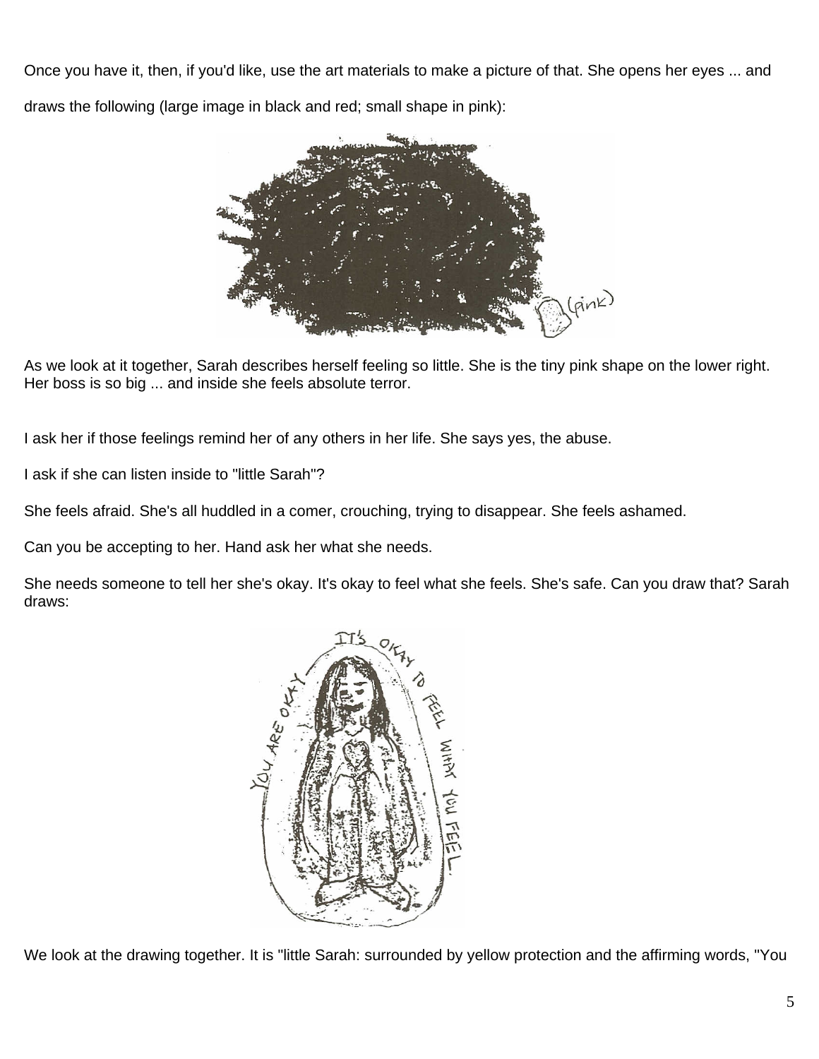Once you have it, then, if you'd like, use the art materials to make a picture of that. She opens her eyes ... and draws the following (large image in black and red; small shape in pink):

As we look at it together, Sarah describes herself feeling so little. She is the tiny pink shape on the lower right. Her boss is so big ... and inside she feels absolute terror.

I ask her if those feelings remind her of any others in her life. She says yes, the abuse.

I ask if she can listen inside to "little Sarah"?

She feels afraid. She's all huddled in a comer, crouching, trying to disappear. She feels ashamed.

Can you be accepting to her. Hand ask her what she needs.

She needs someone to tell her she's okay. It's okay to feel what she feels. She's safe. Can you draw that? Sarah draws:

We look at the drawing together. It is "little Sarah: surrounded by yellow protection and the affirming words, "You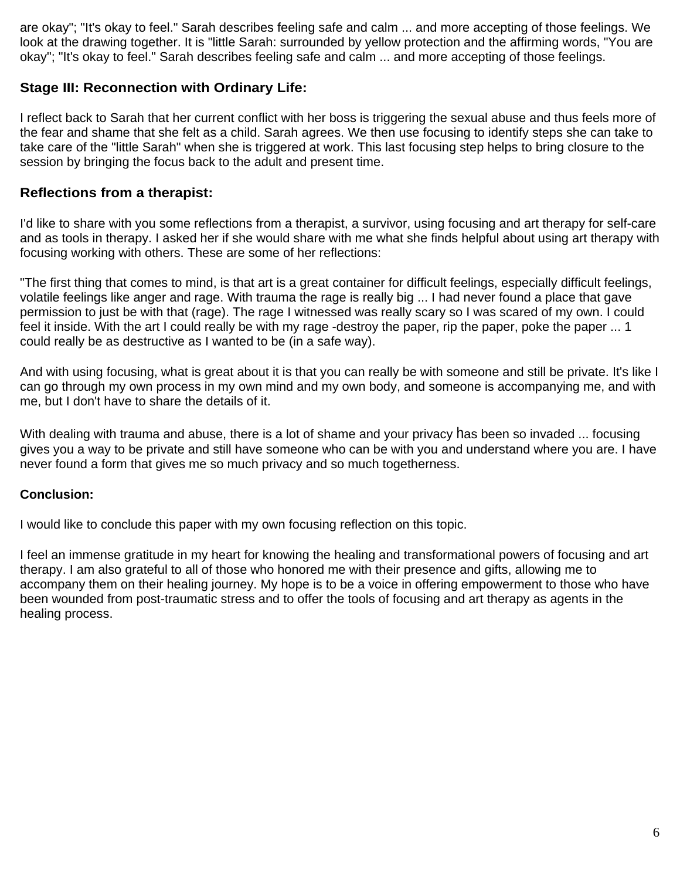are okay"; "It's okay to feel." Sarah describes feeling safe and calm ... and more accepting of those feelings. We look at the drawing together. It is "little Sarah: surrounded by yellow protection and the affirming words, "You are okay"; "It's okay to feel." Sarah describes feeling safe and calm ... and more accepting of those feelings.

## Stage III: Reconnection with Ordinary Life:

I reflect back to Sarah that her current conflict with her boss is triggering the sexual abuse and thus feels more of the fear and shame that she felt as a child. Sarah agrees. We then use focusing to identify steps she can take to take care of the "little Sarah" when she is triggered at work. This last focusing step helps to bring closure to the session by bringing the focus back to the adult and present time.

## Reflections from a therapist:

I'd like to share with you some reflections from a therapist, a survivor, using focusing and art therapy for self-care and as tools in therapy. I asked her if she would share with me what she finds helpful about using art therapy with focusing working with others. These are some of her reflections:

"The first thing that comes to mind, is that art is a great container for difficult feelings, especially difficult feelings, volatile feelings like anger and rage. With trauma the rage is really big ... I had never found a place that gave permission to just be with that (rage). The rage I witnessed was really scary so I was scared of my own. I could feel it inside. With the art I could really be with my rage -destroy the paper, rip the paper, poke the paper ... 1 could really be as destructive as I wanted to be (in a safe way).

And with using focusing, what is great about it is that you can really be with someone and still be private. It's like I can go through my own process in my own mind and my own body, and someone is accompanying me, and with me, but I don't have to share the details of it.

With dealing with trauma and abuse, there is a lot of shame and your privacy has been so invaded ... focusing gives you a way to be private and still have someone who can be with you and understand where you are. I have never found a form that gives me so much privacy and so much togetherness.

**Conclusion:**

I would like to conclude this paper with my own focusing reflection on this topic.

I feel an immense gratitude in my heart for knowing the healing and transformational powers of focusing and art therapy. I am also grateful to all of those who honored me with their presence and gifts, allowing me to accompany them on their healing journey. My hope is to be a voice in offering empowerment to those who have been wounded from post-traumatic stress and to offer the tools of focusing and art therapy as agents in the healing process.